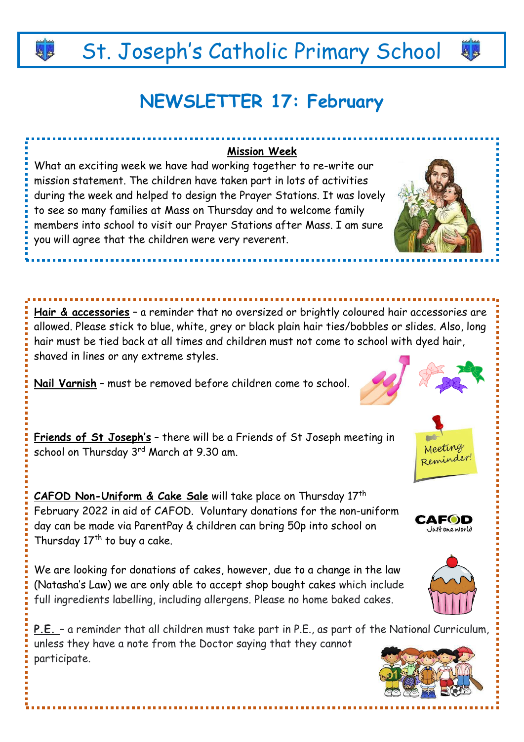# St. Joseph's Catholic Primary School

## NEWSLETTER 17: February

### Mission Week

What an exciting week we have had working together to re-write our mission statement. The children have taken part in lots of activities during the week and helped to design the Prayer Stations. It was lovely to see so many families at Mass on Thursday and to welcome family members into school to visit our Prayer Stations after Mass. I am sure you will agree that the children were very reverent.

**Hair & accessories** – a reminder that no oversized or brightly coloured hair accessories are allowed. Please stick to blue, white, grey or black plain hair ties/bobbles or slides. Also, long hair must be tied back at all times and children must not come to school with dyed hair, shaved in lines or any extreme styles.

**Nail Varnish** – must be removed before children come to school.

**Friends of St Joseph's** – there will be a Friends of St Joseph meeting in school on Thursday 3rd March at 9.30 am.

**CAFOD Non-Uniform & Cake Sale** will take place on Thursday 17th February 2022 in aid of CAFOD. Voluntary donations for the non-uniform day can be made via ParentPay & children can bring 50p into school on Thursday 17th to buy a cake.

We are looking for donations of cakes, however, due to a change in the law (Natasha's Law) we are only able to accept shop bought cakes which include full ingredients labelling, including allergens. Please no home baked cakes.

**P.E.** – a reminder that all children must take part in P.E., as part of the National Curriculum, unless they have a note from the Doctor saying that they cannot participate.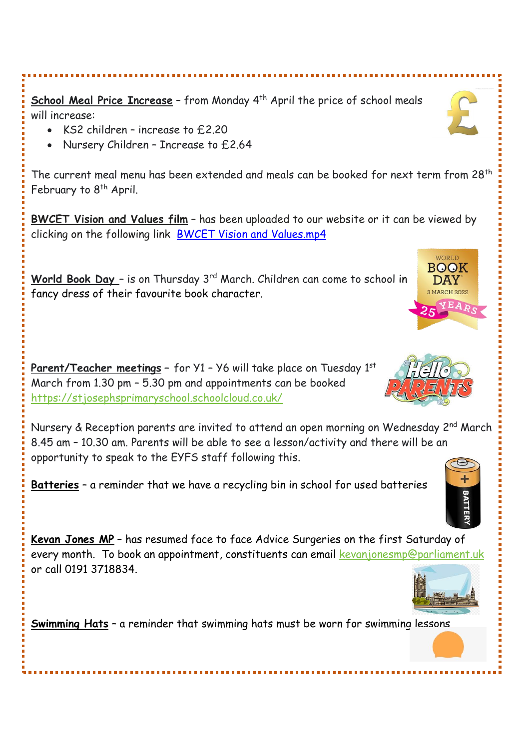**School Meal Price Increase** – from Monday 4th April the price of school meals will increase:

- KS2 children – increase to £2.20
- Nursery Children – Increase to £2.64

The current meal menu has been extended and meals can be booked for next term from 28th February to 8th April.

**BWCET Vision and Values film** – has been uploaded to our website or it can be viewed by clicking on the following link [BWCET Vision and Values.mp4]

**World Book Day** – is on Thursday 3rd March. Children can come to school in fancy dress of their favourite book character.

**Parent/Teacher meetings** – for Y1 – Y6 will take place on Tuesday 1st March from 1.30 pm – 5.30 pm and appointments can be booked https://stjosephsprimaryschool.schoolcloud.co.uk/

Nursery & Reception parents are invited to attend an open morning on Wednesday 2nd March 8.45 am – 10.30 am. Parents will be able to see a lesson/activity and there will be an opportunity to speak to the EYFS staff following this.

**Batteries** – a reminder that we have a recycling bin in school for used batteries

**Kevan Jones MP** – has resumed face to face Advice Surgeries on the first Saturday of every month. To book an appointment, constituents can email kevanjonesmp@parliament.uk or call 0191 3718834.

**Swimming Hats** – a reminder that swimming hats must be worn for swimming lessons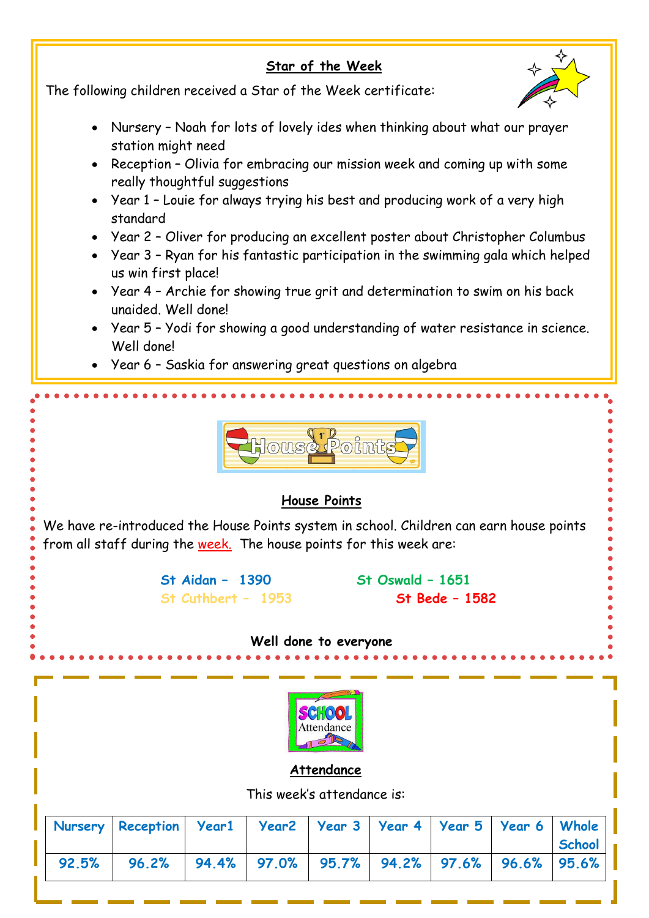## Star of the Week

The following children received a Star of the Week certificate:

- Nursery – Noah for lots of lovely ides when thinking about what our prayer station might need
- Reception – Olivia for embracing our mission week and coming up with some really thoughtful suggestions
- Year 1 – Louie for always trying his best and producing work of a very high standard
- Year 2 – Oliver for producing an excellent poster about Christopher Columbus
- Year 3 – Ryan for his fantastic participation in the swimming gala which helped us win first place!
- Year 4 – Archie for showing true grit and determination to swim on his back unaided. Well done!
- Year 5 – Yodi for showing a good understanding of water resistance in science. Well done!
- Year 6 – Saskia for answering great questions on algebra

## House Points

We have re-introduced the House Points system in school. Children can earn house points from all staff during the week. The house points for this week are:

**St Aidan – 1390**
**St Oswald – 1651**
**St Cuthbert – 1953**
**St Bede – 1582**

**Well done to everyone**

## Attendance

This week's attendance is:

| Nursery | Reception | Year1 | Year2 | Year 3 | Year 4 | Year 5 | Year 6 | Whole School |
|---|---|---|---|---|---|---|---|---|
| 92.5% | 96.2% | 94.4% | 97.0% | 95.7% | 94.2% | 97.6% | 96.6% | 95.6% |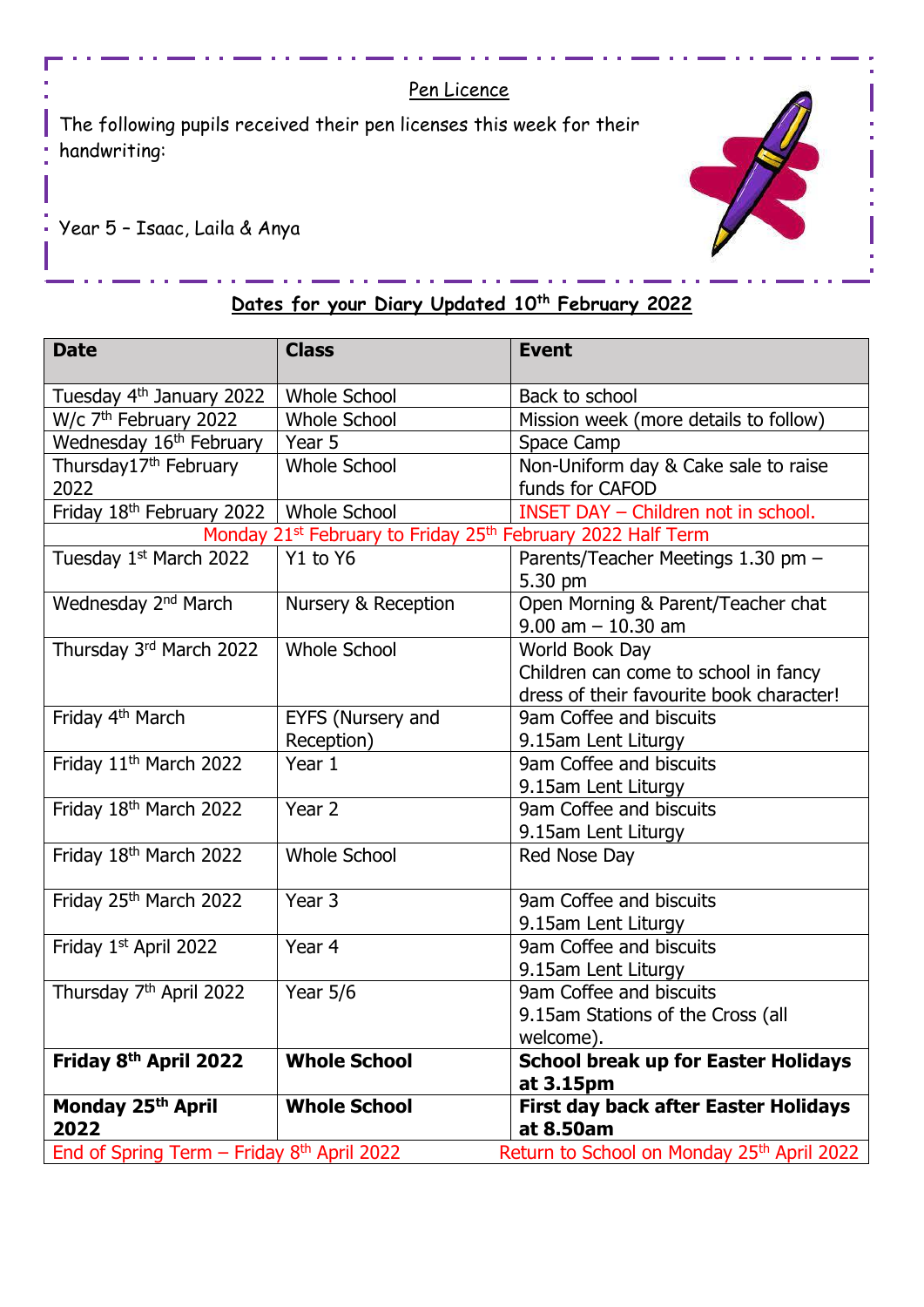## Pen Licence

The following pupils received their pen licenses this week for their handwriting:

Year 5 – Isaac, Laila & Anya

## Dates for your Diary Updated 10th February 2022

| Date | Class | Event |
|---|---|---|
| Tuesday 4th January 2022 | Whole School | Back to school |
| W/c 7th February 2022 | Whole School | Mission week (more details to follow) |
| Wednesday 16th February | Year 5 | Space Camp |
| Thursday17th February 2022 | Whole School | Non-Uniform day & Cake sale to raise funds for CAFOD |
| Friday 18th February 2022 | Whole School | INSET DAY – Children not in school. |
| Monday 21st February to Friday 25th February 2022 Half Term | | |
| Tuesday 1st March 2022 | Y1 to Y6 | Parents/Teacher Meetings 1.30 pm – 5.30 pm |
| Wednesday 2nd March | Nursery & Reception | Open Morning & Parent/Teacher chat 9.00 am – 10.30 am |
| Thursday 3rd March 2022 | Whole School | World Book Day<br>Children can come to school in fancy dress of their favourite book character! |
| Friday 4th March | EYFS (Nursery and Reception) | 9am Coffee and biscuits<br>9.15am Lent Liturgy |
| Friday 11th March 2022 | Year 1 | 9am Coffee and biscuits<br>9.15am Lent Liturgy |
| Friday 18th March 2022 | Year 2 | 9am Coffee and biscuits<br>9.15am Lent Liturgy |
| Friday 18th March 2022 | Whole School | Red Nose Day |
| Friday 25th March 2022 | Year 3 | 9am Coffee and biscuits<br>9.15am Lent Liturgy |
| Friday 1st April 2022 | Year 4 | 9am Coffee and biscuits<br>9.15am Lent Liturgy |
| Thursday 7th April 2022 | Year 5/6 | 9am Coffee and biscuits<br>9.15am Stations of the Cross (all welcome). |
| **Friday 8th April 2022** | **Whole School** | **School break up for Easter Holidays at 3.15pm** |
| **Monday 25th April 2022** | **Whole School** | **First day back after Easter Holidays at 8.50am** |
| End of Spring Term – Friday 8th April 2022 | | Return to School on Monday 25th April 2022 |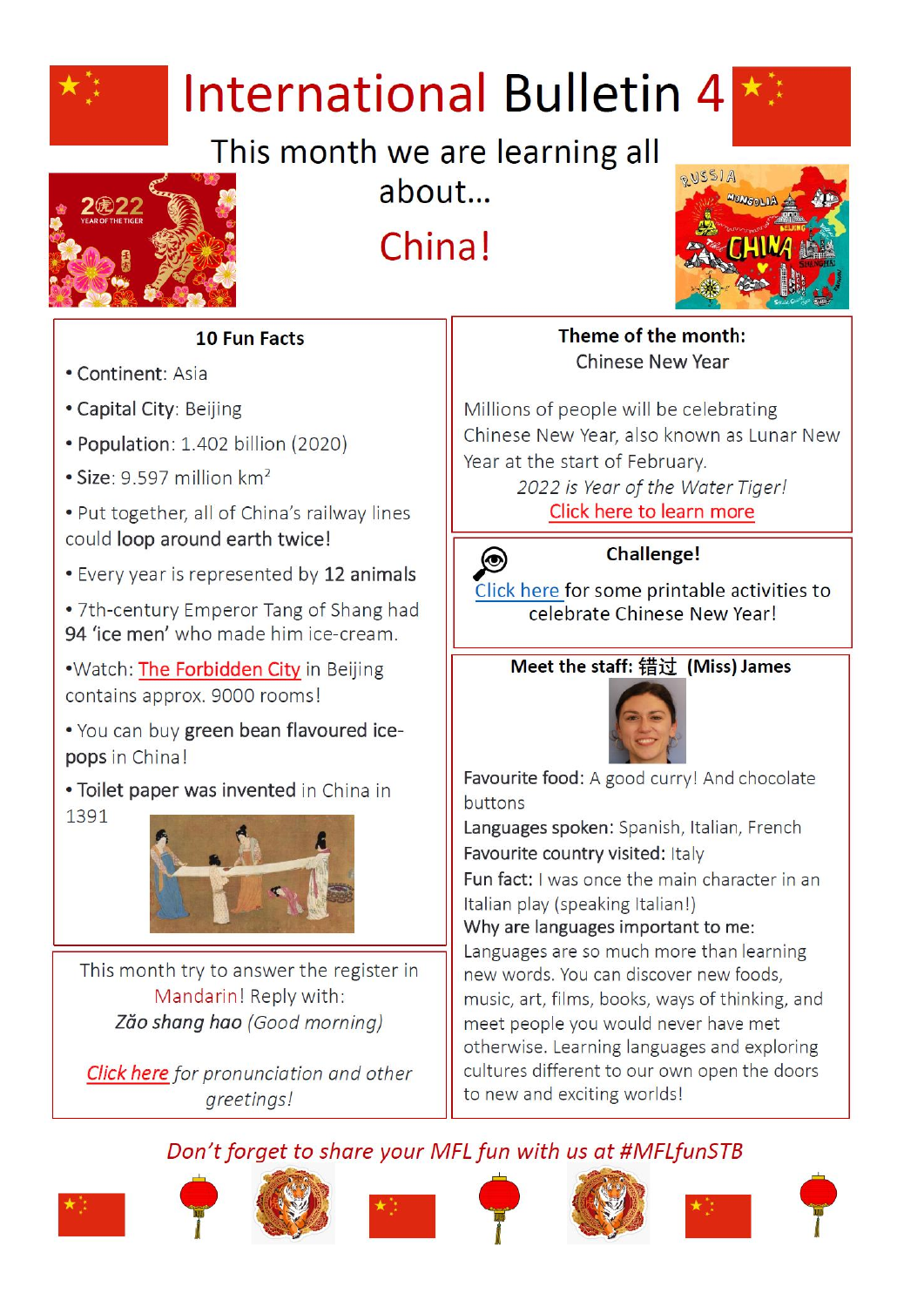# International Bulletin 4

This month we are learning all about…

## China!

### 10 Fun Facts

- **Continent**: Asia
- **Capital City**: Beijing
- **Population**: 1.402 billion (2020)
- **Size**: 9.597 million km²
- Put together, all of China's railway lines could **loop around earth twice**!
- Every year is represented by **12 animals**
- 7th-century Emperor Tang of Shang had 94 **'ice men'** who made him ice-cream.
- Watch: The Forbidden City in Beijing contains approx. 9000 rooms!
- You can buy **green bean flavoured ice-pops** in China!
- **Toilet paper was invented** in China in 1391

### Theme of the month:

Chinese New Year

Millions of people will be celebrating Chinese New Year, also known as Lunar New Year at the start of February.

*2022 is Year of the Water Tiger!*

Click here to learn more

### Challenge!

Click here for some printable activities to celebrate Chinese New Year!

### Meet the staff: 错过 (Miss) James

**Favourite food**: A good curry! And chocolate buttons

**Languages spoken**: Spanish, Italian, French

**Favourite country visited**: Italy

**Fun fact**: I was once the main character in an Italian play (speaking Italian!)

**Why are languages important to me**: Languages are so much more than learning new words. You can discover new foods, music, art, films, books, ways of thinking, and meet people you would never have met otherwise. Learning languages and exploring cultures different to our own open the doors to new and exciting worlds!

This month try to answer the register in Mandarin! Reply with:

*Zǎo shang hao (Good morning)*

*Click here for pronunciation and other greetings!*

*Don't forget to share your MFL fun with us at #MFLfunSTB*